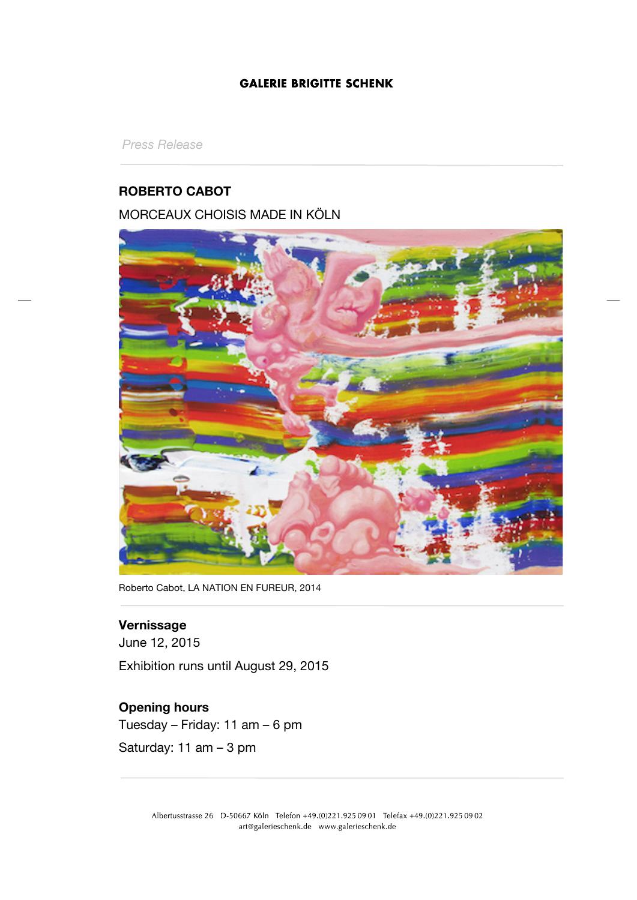GALERIE BRIGITTE SCHENK

*Press Release*

## ROBERTO CABOT

MORCEAUX CHOISIS MADE IN KÖLN

Roberto Cabot, LA NATION EN FUREUR, 2014

**Vernissage**
June 12, 2015

Exhibition runs until August 29, 2015

**Opening hours**
Tuesday – Friday: 11 am – 6 pm

Saturday: 11 am – 3 pm

Albertusstrasse 26 D-50667 Köln Telefon +49.(0)221.925 09 01 Telefax +49.(0)221.925 09 02
art@galerieschenk.de www.galerieschenk.de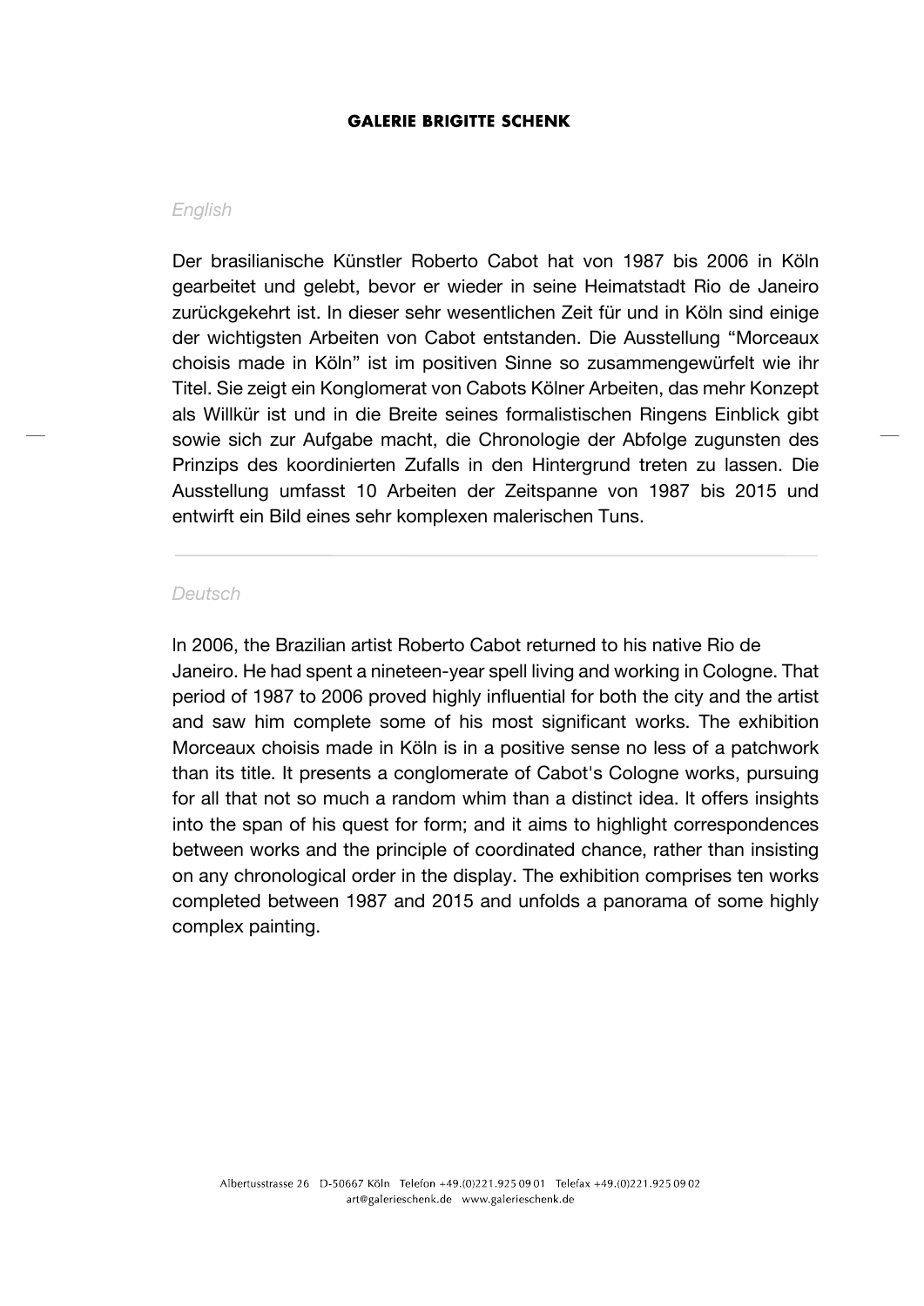**GALERIE BRIGITTE SCHENK**

*English*

Der brasilianische Künstler Roberto Cabot hat von 1987 bis 2006 in Köln gearbeitet und gelebt, bevor er wieder in seine Heimatstadt Rio de Janeiro zurückgekehrt ist. In dieser sehr wesentlichen Zeit für und in Köln sind einige der wichtigsten Arbeiten von Cabot entstanden. Die Ausstellung “Morceaux choisis made in Köln” ist im positiven Sinne so zusammengewürfelt wie ihr Titel. Sie zeigt ein Konglomerat von Cabots Kölner Arbeiten, das mehr Konzept als Willkür ist und in die Breite seines formalistischen Ringens Einblick gibt sowie sich zur Aufgabe macht, die Chronologie der Abfolge zugunsten des Prinzips des koordinierten Zufalls in den Hintergrund treten zu lassen. Die Ausstellung umfasst 10 Arbeiten der Zeitspanne von 1987 bis 2015 und entwirft ein Bild eines sehr komplexen malerischen Tuns.

---

*Deutsch*

In 2006, the Brazilian artist Roberto Cabot returned to his native Rio de Janeiro. He had spent a nineteen-year spell living and working in Cologne. That period of 1987 to 2006 proved highly influential for both the city and the artist and saw him complete some of his most significant works. The exhibition Morceaux choisis made in Köln is in a positive sense no less of a patchwork than its title. It presents a conglomerate of Cabot's Cologne works, pursuing for all that not so much a random whim than a distinct idea. It offers insights into the span of his quest for form; and it aims to highlight correspondences between works and the principle of coordinated chance, rather than insisting on any chronological order in the display. The exhibition comprises ten works completed between 1987 and 2015 and unfolds a panorama of some highly complex painting.

Albertusstrasse 26 D-50667 Köln Telefon +49.(0)221.925 09 01 Telefax +49.(0)221.925 09 02
art@galerieschenk.de www.galerieschenk.de